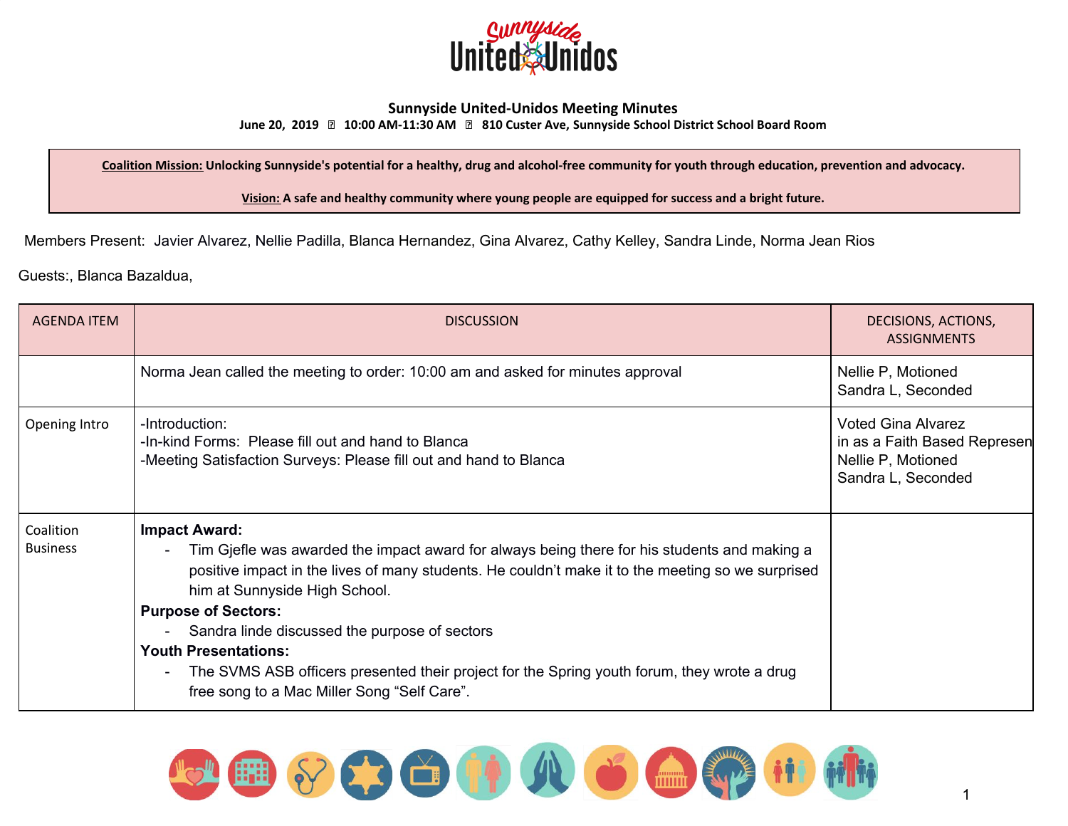# Sunnyside United-Unidos Meeting Minutes

**June 20, 2019 ▯ 10:00 AM-11:30 AM ▯ 810 Custer Ave, Sunnyside School District School Board Room**

| **Coalition Mission:** Unlocking Sunnyside's potential for a healthy, drug and alcohol-free community for youth through education, prevention and advocacy. **Vision:** A safe and healthy community where young people are equipped for success and a bright future. |
|---|

Members Present: Javier Alvarez, Nellie Padilla, Blanca Hernandez, Gina Alvarez, Cathy Kelley, Sandra Linde, Norma Jean Rios

Guests:, Blanca Bazaldua,

| AGENDA ITEM | DISCUSSION | DECISIONS, ACTIONS, ASSIGNMENTS |
|---|---|---|
| | Norma Jean called the meeting to order: 10:00 am and asked for minutes approval | Nellie P, Motioned<br>Sandra L, Seconded |
| Opening Intro | -Introduction:<br>-In-kind Forms: Please fill out and hand to Blanca<br>-Meeting Satisfaction Surveys: Please fill out and hand to Blanca | Voted Gina Alvarez in as a Faith Based Represen<br>Nellie P, Motioned<br>Sandra L, Seconded |
| Coalition Business | **Impact Award:**<br>- Tim Gjefle was awarded the impact award for always being there for his students and making a positive impact in the lives of many students. He couldn't make it to the meeting so we surprised him at Sunnyside High School.<br>**Purpose of Sectors:**<br>- Sandra linde discussed the purpose of sectors<br>**Youth Presentations:**<br>- The SVMS ASB officers presented their project for the Spring youth forum, they wrote a drug free song to a Mac Miller Song "Self Care". | |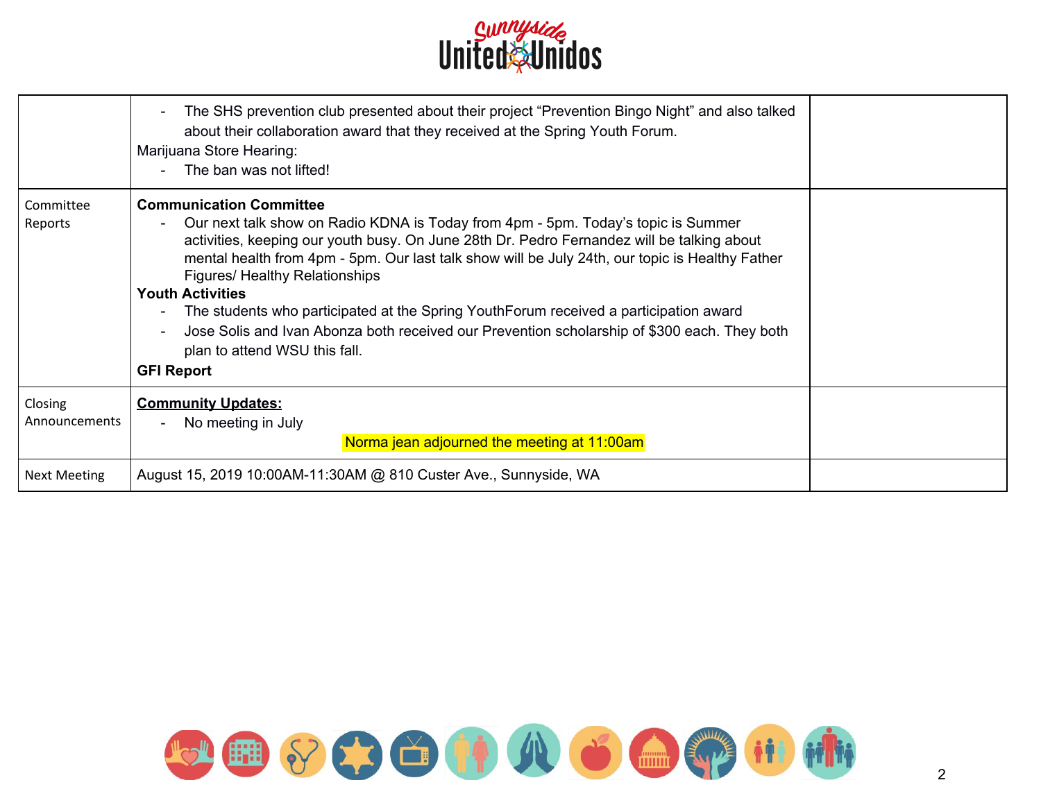| | | |
|---|---|---|
| | - The SHS prevention club presented about their project "Prevention Bingo Night" and also talked about their collaboration award that they received at the Spring Youth Forum.<br>Marijuana Store Hearing:<br>- The ban was not lifted! | |
| Committee Reports | **Communication Committee**<br>- Our next talk show on Radio KDNA is Today from 4pm - 5pm. Today's topic is Summer activities, keeping our youth busy. On June 28th Dr. Pedro Fernandez will be talking about mental health from 4pm - 5pm. Our last talk show will be July 24th, our topic is Healthy Father Figures/ Healthy Relationships<br>**Youth Activities**<br>- The students who participated at the Spring YouthForum received a participation award<br>- Jose Solis and Ivan Abonza both received our Prevention scholarship of $300 each. They both plan to attend WSU this fall.<br>**GFI Report** | |
| Closing Announcements | **Community Updates:**<br>- No meeting in July<br>Norma jean adjourned the meeting at 11:00am | |
| Next Meeting | August 15, 2019 10:00AM-11:30AM @ 810 Custer Ave., Sunnyside, WA | |